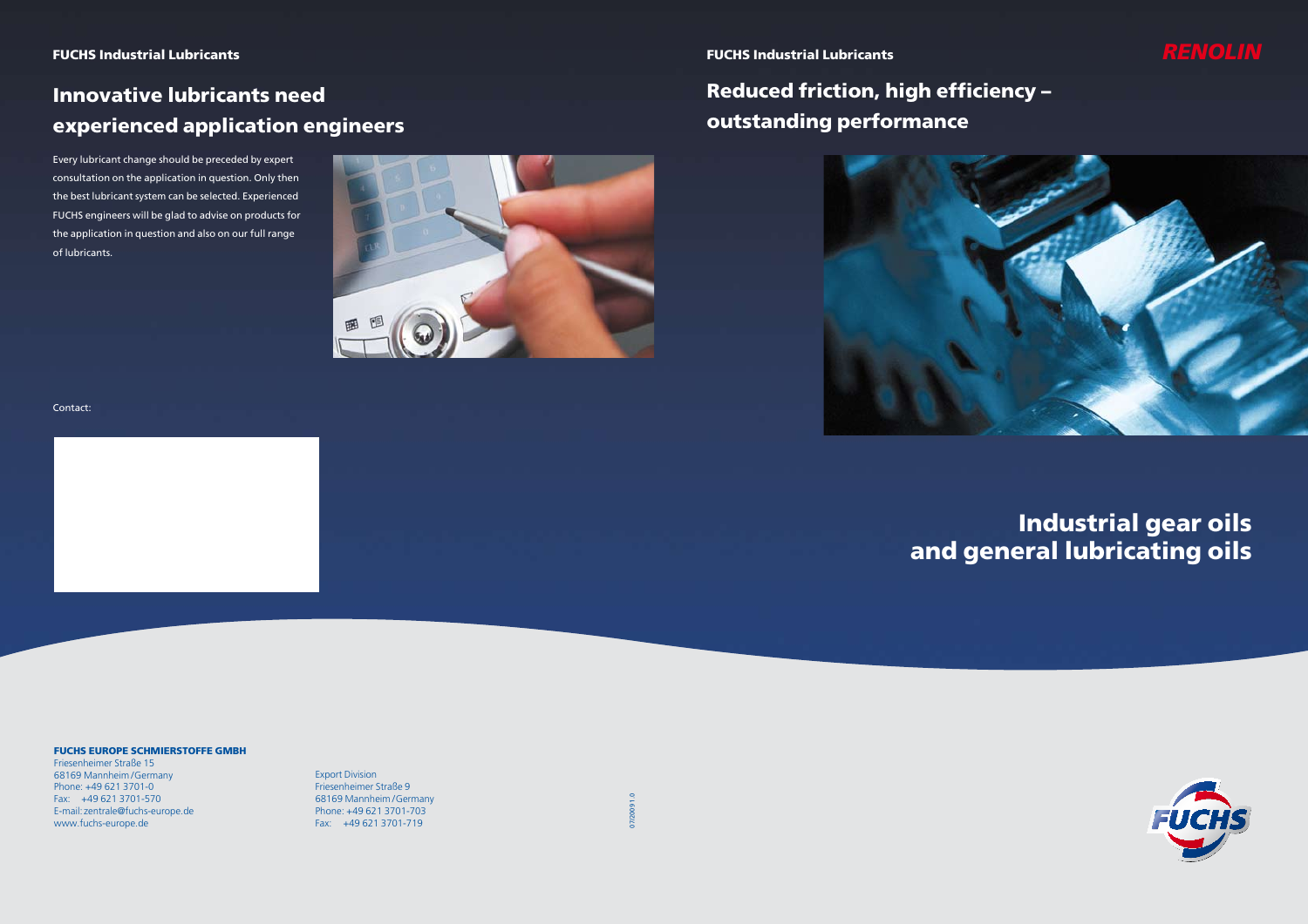FUCHS Industrial Lubricants

## Innovative lubricants need experienced application engineers

Every lubricant change should be preceded by expert consultation on the application in question. Only then the best lubricant system can be selected. Experienced FUCHS engineers will be glad to advise on products for the application in question and also on our full range of lubricants.

Contact:

**FUCHS EUROPE SCHMIERSTOFFE GMBH**
Friesenheimer Straße 15
68169 Mannheim / Germany
Phone: +49 621 3701-0
Fax: +49 621 3701-570
E-mail: zentrale@fuchs-europe.de
www.fuchs-europe.de

Export Division
Friesenheimer Straße 9
68169 Mannheim / Germany
Phone: +49 621 3701-703
Fax: +49 621 3701-719

07/2009 1.0

FUCHS Industrial Lubricants

RENOLIN

## Reduced friction, high efficiency – outstanding performance

# Industrial gear oils and general lubricating oils

FUCHS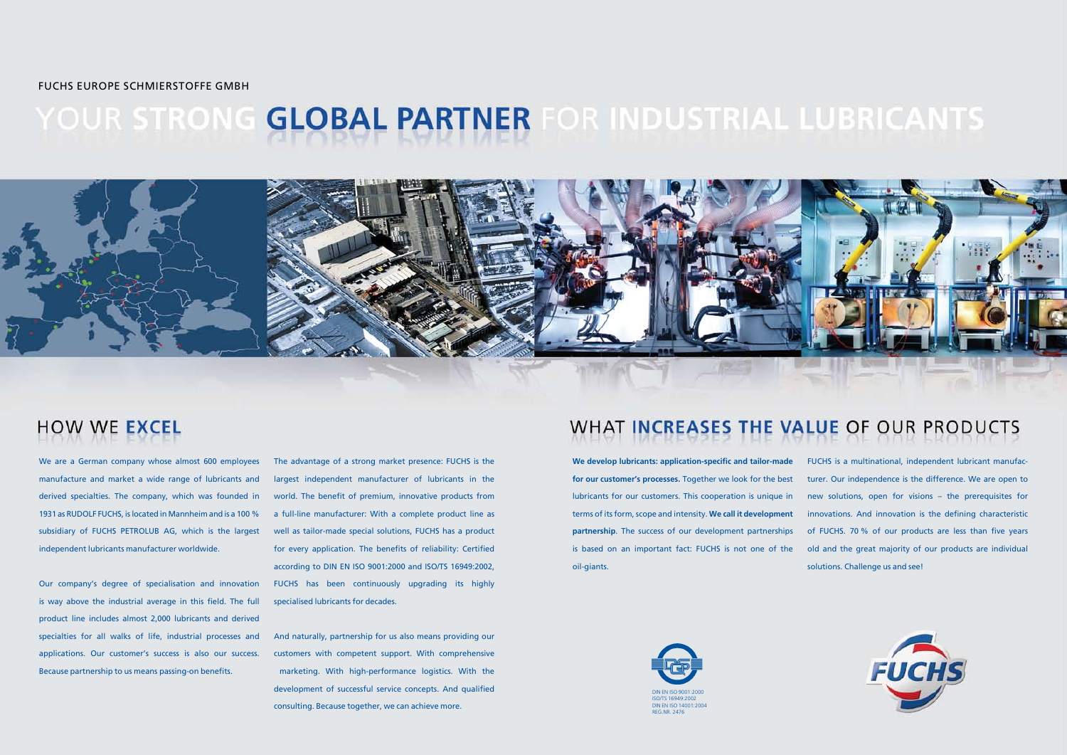FUCHS EUROPE SCHMIERSTOFFE GMBH

# YOUR STRONG GLOBAL PARTNER FOR INDUSTRIAL LUBRICANTS

## HOW WE EXCEL

We are a German company whose almost 600 employees manufacture and market a wide range of lubricants and derived specialties. The company, which was founded in 1931 as RUDOLF FUCHS, is located in Mannheim and is a 100 % subsidiary of FUCHS PETROLUB AG, which is the largest independent lubricants manufacturer worldwide.

Our company's degree of specialisation and innovation is way above the industrial average in this field. The full product line includes almost 2,000 lubricants and derived specialties for all walks of life, industrial processes and applications. Our customer's success is also our success. Because partnership to us means passing-on benefits.

The advantage of a strong market presence: FUCHS is the largest independent manufacturer of lubricants in the world. The benefit of premium, innovative products from a full-line manufacturer: With a complete product line as well as tailor-made special solutions, FUCHS has a product for every application. The benefits of reliability: Certified according to DIN EN ISO 9001:2000 and ISO/TS 16949:2002, FUCHS has been continuously upgrading its highly specialised lubricants for decades.

And naturally, partnership for us also means providing our customers with competent support. With comprehensive marketing. With high-performance logistics. With the development of successful service concepts. And qualified consulting. Because together, we can achieve more.

## WHAT INCREASES THE VALUE OF OUR PRODUCTS

**We develop lubricants: application-specific and tailor-made for our customer's processes.** Together we look for the best lubricants for our customers. This cooperation is unique in terms of its form, scope and intensity. **We call it development partnership**. The success of our development partnerships is based on an important fact: FUCHS is not one of the oil-giants.

FUCHS is a multinational, independent lubricant manufacturer. Our independence is the difference. We are open to new solutions, open for visions – the prerequisites for innovations. And innovation is the defining characteristic of FUCHS. 70 % of our products are less than five years old and the great majority of our products are individual solutions. Challenge us and see!

DIN EN ISO 9001:2000
ISO/TS 16949:2002
DIN EN ISO 14001:2004
REG.NR. 2476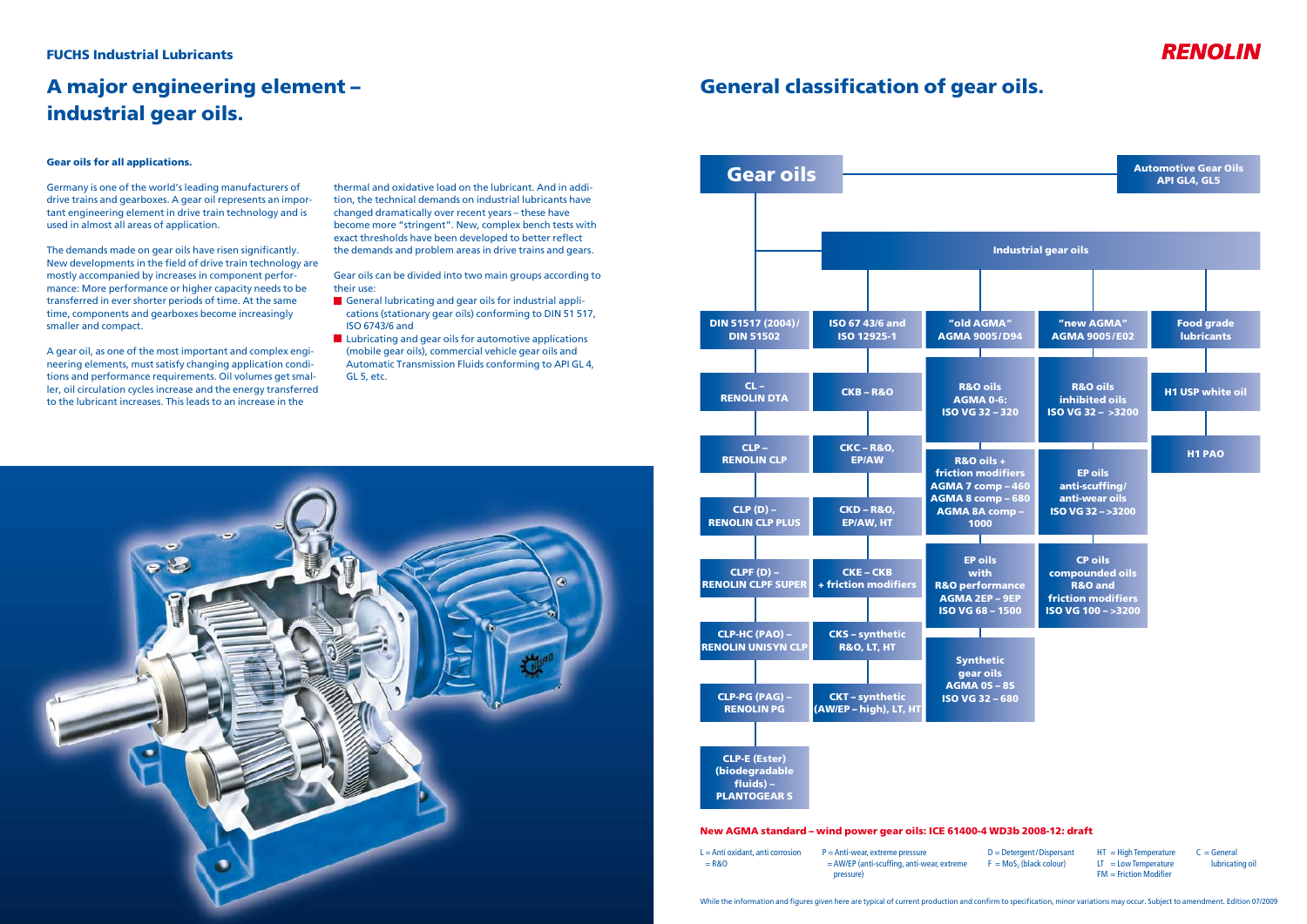FUCHS Industrial Lubricants

# A major engineering element – industrial gear oils.

### Gear oils for all applications.

Germany is one of the world's leading manufacturers of drive trains and gearboxes. A gear oil represents an important engineering element in drive train technology and is used in almost all areas of application.

The demands made on gear oils have risen significantly. New developments in the field of drive train technology are mostly accompanied by increases in component performance: More performance or higher capacity needs to be transferred in ever shorter periods of time. At the same time, components and gearboxes become increasingly smaller and compact.

A gear oil, as one of the most important and complex engineering elements, must satisfy changing application conditions and performance requirements. Oil volumes get smaller, oil circulation cycles increase and the energy transferred to the lubricant increases. This leads to an increase in the thermal and oxidative load on the lubricant. And in addition, the technical demands on industrial lubricants have changed dramatically over recent years – these have become more "stringent". New, complex bench tests with exact thresholds have been developed to better reflect the demands and problem areas in drive trains and gears.

Gear oils can be divided into two main groups according to their use:

- General lubricating and gear oils for industrial applications (stationary gear oils) conforming to DIN 51 517, ISO 6743/6 and
- Lubricating and gear oils for automotive applications (mobile gear oils), commercial vehicle gear oils and Automatic Transmission Fluids conforming to API GL 4, GL 5, etc.

RENOLIN

# General classification of gear oils.

**Gear oils**

- Automotive Gear Oils: API GL4, GL5
- Industrial gear oils

| DIN 51517 (2004)/ DIN 51502 | ISO 67 43/6 and ISO 12925-1 | "old AGMA" AGMA 9005/D94 | "new AGMA" AGMA 9005/E02 | Food grade lubricants |
|---|---|---|---|---|
| CL – RENOLIN DTA | CKB – R&O | R&O oils AGMA 0-6: ISO VG 32 – 320 | R&O oils inhibited oils ISO VG 32 – >3200 | H1 USP white oil |
| CLP – RENOLIN CLP | CKC – R&O, EP/AW | R&O oils + friction modifiers AGMA 7 comp – 460 AGMA 8 comp – 680 AGMA 8A comp – 1000 | EP oils anti-scuffing/ anti-wear oils ISO VG 32 – >3200 | H1 PAO |
| CLP (D) – RENOLIN CLP PLUS | CKD – R&O, EP/AW, HT | | | |
| CLPF (D) – RENOLIN CLPF SUPER | CKE – CKB + friction modifiers | EP oils with R&O performance AGMA 2EP – 9EP ISO VG 68 – 1500 | CP oils compounded oils R&O and friction modifiers ISO VG 100 – >3200 | |
| CLP-HC (PAO) – RENOLIN UNISYN CLP | CKS – synthetic R&O, LT, HT | Synthetic gear oils AGMA 0S – 8S ISO VG 32 – 680 | | |
| CLP-PG (PAG) – RENOLIN PG | CKT – synthetic (AW/EP – high), LT, HT | | | |
| CLP-E (Ester) (biodegradable fluids) – PLANTOGEAR S | | | | |

**New AGMA standard – wind power gear oils: ICE 61400-4 WD3b 2008-12: draft**

L = Anti oxidant, anti corrosion = R&O
P = Anti-wear, extreme pressure = AW/EP (anti-scuffing, anti-wear, extreme pressure)
D = Detergent/Dispersant
F = MoS₂ (black colour)
HT = High Temperature
LT = Low Temperature
FM = Friction Modifier
C = General lubricating oil

While the information and figures given here are typical of current production and confirm to specification, minor variations may occur. Subject to amendment. Edition 07/2009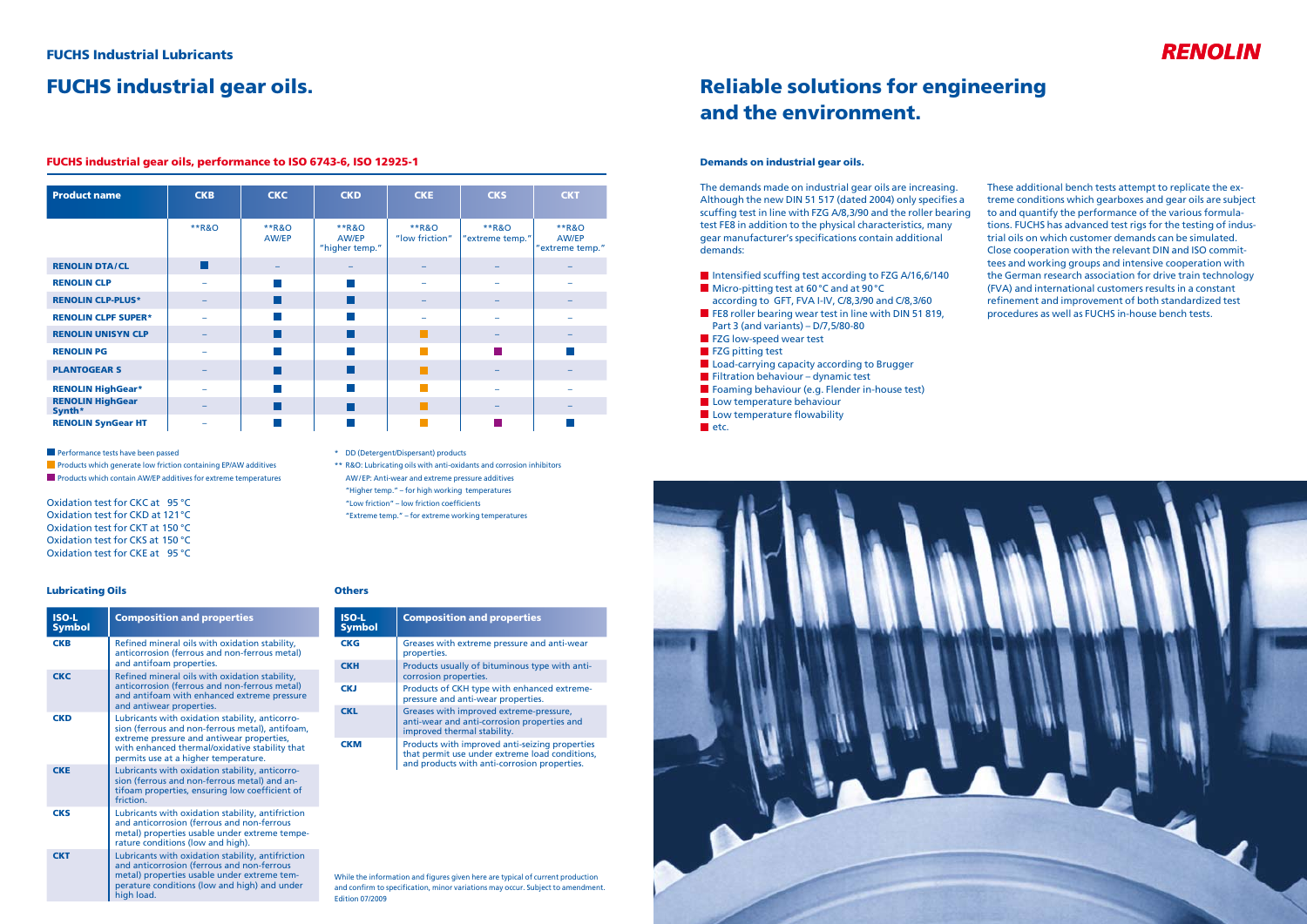## FUCHS Industrial Lubricants

# FUCHS industrial gear oils.

### FUCHS industrial gear oils, performance to ISO 6743-6, ISO 12925-1

| Product name | CKB | CKC | CKD | CKE | CKS | CKT |
|---|---|---|---|---|---|---|
| | **R&O | **R&O AW/EP | **R&O AW/EP "higher temp." | **R&O "low friction" | **R&O "extreme temp." | **R&O AW/EP "extreme temp." |
| RENOLIN DTA/CL | ■ | – | – | – | – | – |
| RENOLIN CLP | – | ■ | ■ | – | – | – |
| RENOLIN CLP-PLUS* | – | ■ | ■ | – | – | – |
| RENOLIN CLPF SUPER* | – | ■ | ■ | – | – | – |
| RENOLIN UNISYN CLP | – | ■ | ■ | ■ | – | – |
| RENOLIN PG | – | ■ | ■ | ■ | ■ | ■ |
| PLANTOGEAR S | – | ■ | ■ | ■ | – | – |
| RENOLIN HighGear* | – | ■ | ■ | ■ | – | – |
| RENOLIN HighGear Synth* | – | ■ | ■ | ■ | – | – |
| RENOLIN SynGear HT | – | ■ | ■ | ■ | ■ | ■ |

■ Performance tests have been passed (blue)
■ Products which generate low friction containing EP/AW additives (orange; CKE column)
■ Products which contain AW/EP additives for extreme temperatures (purple; CKS column)

Oxidation test for CKC at 95 °C
Oxidation test for CKD at 121 °C
Oxidation test for CKT at 150 °C
Oxidation test for CKS at 150 °C
Oxidation test for CKE at 95 °C

\* DD (Detergent/Dispersant) products
** R&O: Lubricating oils with anti-oxidants and corrosion inhibitors
AW/EP: Anti-wear and extreme pressure additives
"Higher temp." – for high working temperatures
"Low friction" – low friction coefficients
"Extreme temp." – for extreme working temperatures

### Lubricating Oils

| ISO-L Symbol | Composition and properties |
|---|---|
| CKB | Refined mineral oils with oxidation stability, anticorrosion (ferrous and non-ferrous metal) and antifoam properties. |
| CKC | Refined mineral oils with oxidation stability, anticorrosion (ferrous and non-ferrous metal) and antifoam with enhanced extreme pressure and antiwear properties. |
| CKD | Lubricants with oxidation stability, anticorrosion (ferrous and non-ferrous metal), antifoam, extreme pressure and antiwear properties, with enhanced thermal/oxidative stability that permits use at a higher temperature. |
| CKE | Lubricants with oxidation stability, anticorrosion (ferrous and non-ferrous metal) and antifoam properties, ensuring low coefficient of friction. |
| CKS | Lubricants with oxidation stability, antifriction and anticorrosion (ferrous and non-ferrous metal) properties usable under extreme temperature conditions (low and high). |
| CKT | Lubricants with oxidation stability, antifriction and anticorrosion (ferrous and non-ferrous metal) properties usable under extreme temperature conditions (low and high) and under high load. |

### Others

| ISO-L Symbol | Composition and properties |
|---|---|
| CKG | Greases with extreme pressure and anti-wear properties. |
| CKH | Products usually of bituminous type with anti-corrosion properties. |
| CKJ | Products of CKH type with enhanced extreme-pressure and anti-wear properties. |
| CKL | Greases with improved extreme-pressure, anti-wear and anti-corrosion properties and improved thermal stability. |
| CKM | Products with improved anti-seizing properties that permit use under extreme load conditions, and products with anti-corrosion properties. |

While the information and figures given here are typical of current production and confirm to specification, minor variations may occur. Subject to amendment. Edition 07/2009

RENOLIN

# Reliable solutions for engineering and the environment.

### Demands on industrial gear oils.

The demands made on industrial gear oils are increasing. Although the new DIN 51 517 (dated 2004) only specifies a scuffing test in line with FZG A/8,3/90 and the roller bearing test FE8 in addition to the physical characteristics, many gear manufacturer's specifications contain additional demands:

- Intensified scuffing test according to FZG A/16,6/140
- Micro-pitting test at 60 °C and at 90 °C according to GFT, FVA I-IV, C/8,3/90 and C/8,3/60
- FE8 roller bearing wear test in line with DIN 51 819, Part 3 (and variants) – D/7,5/80-80
- FZG low-speed wear test
- FZG pitting test
- Load-carrying capacity according to Brugger
- Filtration behaviour – dynamic test
- Foaming behaviour (e.g. Flender in-house test)
- Low temperature behaviour
- Low temperature flowability
- etc.

These additional bench tests attempt to replicate the extreme conditions which gearboxes and gear oils are subject to and quantify the performance of the various formulations. FUCHS has advanced test rigs for the testing of industrial oils on which customer demands can be simulated. Close cooperation with the relevant DIN and ISO committees and working groups and intensive cooperation with the German research association for drive train technology (FVA) and international customers results in a constant refinement and improvement of both standardized test procedures as well as FUCHS in-house bench tests.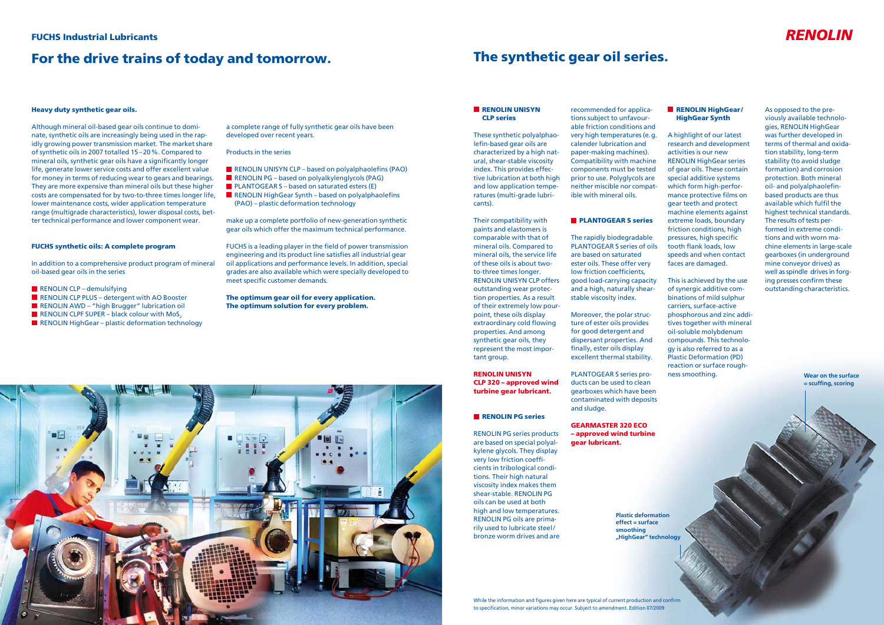# For the drive trains of today and tomorrow.

### Heavy duty synthetic gear oils.

Although mineral oil-based gear oils continue to dominate, synthetic oils are increasingly being used in the rapidly growing power transmission market. The market share of synthetic oils in 2007 totalled 15 – 20 %. Compared to mineral oils, synthetic gear oils have a significantly longer life, generate lower service costs and offer excellent value for money in terms of reducing wear to gears and bearings. They are more expensive than mineral oils but these higher costs are compensated for by two-to-three times longer life, lower maintenance costs, wider application temperature range (multigrade characteristics), lower disposal costs, better technical performance and lower component wear.

### FUCHS synthetic oils: A complete program

In addition to a comprehensive product program of mineral oil-based gear oils in the series

- RENOLIN CLP – demulsifying
- RENOLIN CLP PLUS – detergent with AO Booster
- RENOLIN AWD – "high Brugger" lubrication oil
- RENOLIN CLPF SUPER – black colour with $MoS_2$
- RENOLIN HighGear – plastic deformation technology

a complete range of fully synthetic gear oils have been developed over recent years.

Products in the series

- RENOLIN UNISYN CLP – based on polyalphaolefins (PAO)
- RENOLIN PG – based on polyalkylenglycols (PAG)
- PLANTOGEAR S – based on saturated esters (E)
- RENOLIN HighGear Synth – based on polyalphaolefins (PAO) – plastic deformation technology

make up a complete portfolio of new-generation synthetic gear oils which offer the maximum technical performance.

FUCHS is a leading player in the field of power transmission engineering and its product line satisfies all industrial gear oil applications and performance levels. In addition, special grades are also available which were specially developed to meet specific customer demands.

**The optimum gear oil for every application. The optimum solution for every problem.**

# The synthetic gear oil series.

### RENOLIN UNISYN CLP series

These synthetic polyalphaolefin-based gear oils are characterized by a high natural, shear-stable viscosity index. This provides effective lubrication at both high and low application temperatures (multi-grade lubricants).

Their compatibility with paints and elastomers is comparable with that of mineral oils. Compared to mineral oils, the service life of these oils is about two-to-three times longer. RENOLIN UNISYN CLP offers outstanding wear protection properties. As a result of their extremely low pourpoint, these oils display extraordinary cold flowing properties. And among synthetic gear oils, they represent the most important group.

**RENOLIN UNISYN CLP 320 – approved wind turbine gear lubricant.**

### RENOLIN PG series

RENOLIN PG series products are based on special polyalkylene glycols. They display very low friction coefficients in tribological conditions. Their high natural viscosity index makes them shear-stable. RENOLIN PG oils can be used at both high and low temperatures. RENOLIN PG oils are primarily used to lubricate steel/bronze worm drives and are recommended for applications subject to unfavourable friction conditions and very high temperatures (e.g. calender lubrication and paper-making machines). Compatibility with machine components must be tested prior to use. Polyglycols are neither miscible nor compatible with mineral oils.

### PLANTOGEAR S series

The rapidly biodegradable PLANTOGEAR S series of oils are based on saturated ester oils. These offer very low friction coefficients, good load-carrying capacity and a high, naturally shear-stable viscosity index.

Moreover, the polar structure of ester oils provides for good detergent and dispersant properties. And finally, ester oils display excellent thermal stability.

PLANTOGEAR S series products can be used to clean gearboxes which have been contaminated with deposits and sludge.

**GEARMASTER 320 ECO – approved wind turbine gear lubricant.**

### RENOLIN HighGear/ HighGear Synth

A highlight of our latest research and development activities is our new RENOLIN HighGear series of gear oils. These contain special additive systems which form high-performance protective films on gear teeth and protect machine elements against extreme loads, boundary friction conditions, high pressures, high specific tooth flank loads, low speeds and when contact faces are damaged.

This is achieved by the use of synergic additive combinations of mild sulphur carriers, surface-active phosphorous and zinc additives together with mineral oil-soluble molybdenum compounds. This technology is also referred to as a Plastic Deformation (PD) reaction or surface roughness smoothing.

As opposed to the previously available technologies, RENOLIN HighGear was further developed in terms of thermal and oxidation stability, long-term stability (to avoid sludge formation) and corrosion protection. Both mineral oil- and polyalphaolefin-based products are thus available which fulfil the highest technical standards. The results of tests performed in extreme conditions and with worn machine elements in large-scale gearboxes (in underground mine conveyor drives) as well as spindle drives in forging presses confirm these outstanding characteristics.

**Wear on the surface = scuffing, scoring**

**Plastic deformation effect = surface smoothing „HighGear" technology**

While the information and figures given here are typical of current production and confirm to specification, minor variations may occur. Subject to amendment. Edition 07/2009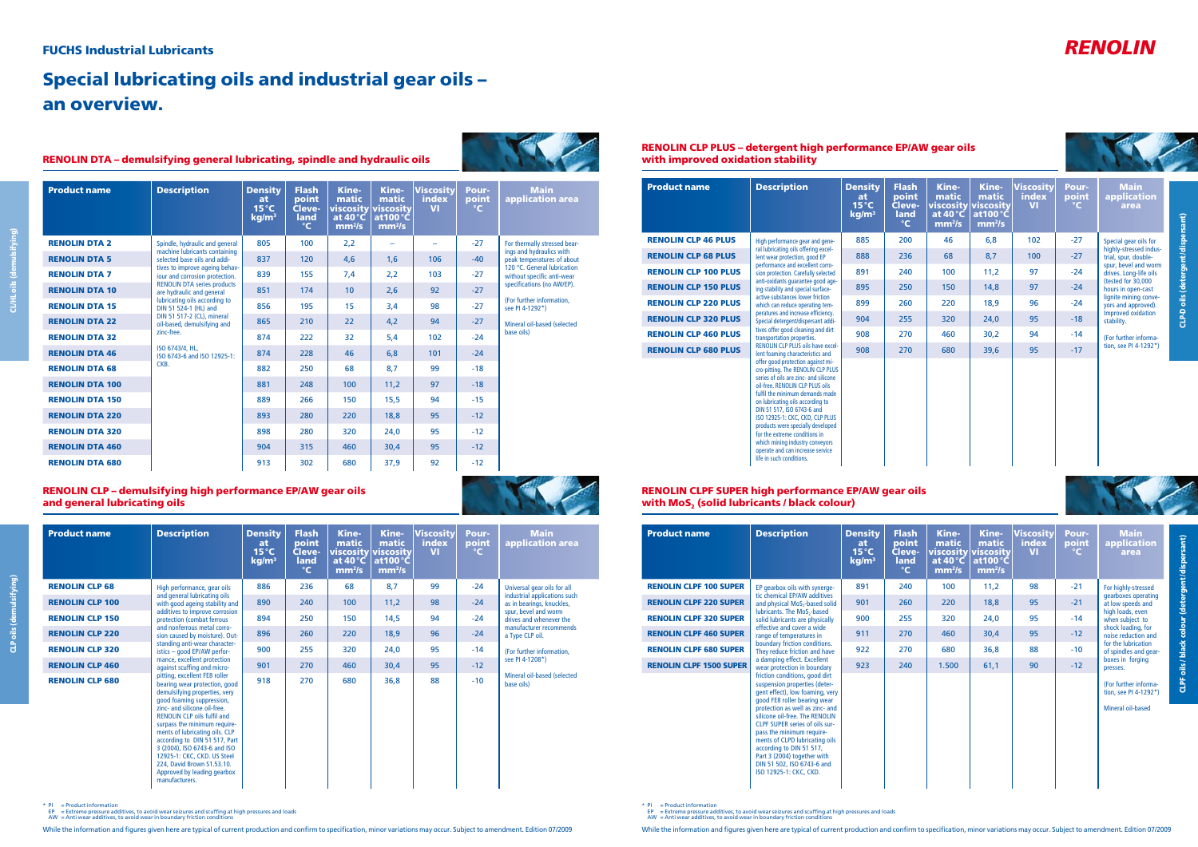## FUCHS Industrial Lubricants

**RENOLIN**

# Special lubricating oils and industrial gear oils – an overview.

### RENOLIN DTA – demulsifying general lubricating, spindle and hydraulic oils

*CL/HL oils (demulsifying)*

| Product name | Description | Density at 15 °C kg/m³ | Flash point Cleve-land °C | Kine-matic viscosity at 40 °C mm²/s | Kine-matic viscosity at 100 °C mm²/s | Viscosity index VI | Pour-point °C | Main application area |
|---|---|---|---|---|---|---|---|---|
| RENOLIN DTA 2 | Spindle, hydraulic and general machine lubricants containing selected base oils and additives to improve ageing behaviour and corrosion protection. RENOLIN DTA series products are hydraulic and general lubricating oils according to DIN 51 524-1 (HL) and DIN 51 517-2 (CL), mineral oil-based, demulsifying and zinc-free. ISO 6743/4, HL, ISO 6743-6 and ISO 12925-1: CKB. | 805 | 100 | 2,2 | – | – | -27 | For thermally stressed bearings and hydraulics with peak temperatures of about 120 °C. General lubrication without specific anti-wear specifications (no AW/EP). (For further information, see PI 4-1292*) Mineral oil-based (selected base oils) |
| RENOLIN DTA 5 | | 837 | 120 | 4,6 | 1,6 | 106 | -40 | |
| RENOLIN DTA 7 | | 839 | 155 | 7,4 | 2,2 | 103 | -27 | |
| RENOLIN DTA 10 | | 851 | 174 | 10 | 2,6 | 92 | -27 | |
| RENOLIN DTA 15 | | 856 | 195 | 15 | 3,4 | 98 | -27 | |
| RENOLIN DTA 22 | | 865 | 210 | 22 | 4,2 | 94 | -27 | |
| RENOLIN DTA 32 | | 874 | 222 | 32 | 5,4 | 102 | -24 | |
| RENOLIN DTA 46 | | 874 | 228 | 46 | 6,8 | 101 | -24 | |
| RENOLIN DTA 68 | | 882 | 250 | 68 | 8,7 | 99 | -18 | |
| RENOLIN DTA 100 | | 881 | 248 | 100 | 11,2 | 97 | -18 | |
| RENOLIN DTA 150 | | 889 | 266 | 150 | 15,5 | 94 | -15 | |
| RENOLIN DTA 220 | | 893 | 280 | 220 | 18,8 | 95 | -12 | |
| RENOLIN DTA 320 | | 898 | 280 | 320 | 24,0 | 95 | -12 | |
| RENOLIN DTA 460 | | 904 | 315 | 460 | 30,4 | 95 | -12 | |
| RENOLIN DTA 680 | | 913 | 302 | 680 | 37,9 | 92 | -12 | |

### RENOLIN CLP – demulsifying high performance EP/AW gear oils and general lubricating oils

*CLP oils (demulsifying)*

| Product name | Description | Density at 15 °C kg/m³ | Flash point Cleve-land °C | Kine-matic viscosity at 40 °C mm²/s | Kine-matic viscosity at 100 °C mm²/s | Viscosity index VI | Pour-point °C | Main application area |
|---|---|---|---|---|---|---|---|---|
| RENOLIN CLP 68 | High performance, gear oils and general lubricating oils with good ageing stability and additives to improve corrosion protection (combat ferrous and nonferrous metal corrosion caused by moisture). Outstanding anti-wear characteristics – good EP/AW performance, excellent protection against scuffing and micro-pitting, excellent FE8 roller bearing wear protection, good demulsifying properties, very good foaming suppression, zinc- and silicone oil-free. RENOLIN CLP oils fulfil and surpass the minimum requirements of lubricating oils. CLP according to DIN 51 517, Part 3 (2004), ISO 6743-6 and ISO 12925-1: CKC, CKD. US Steel 224, David Brown S1.53.10. Approved by leading gearbox manufacturers. | 886 | 236 | 68 | 8,7 | 99 | -24 | Universal gear oils for all industrial applications such as in bearings, knuckles, spur, bevel and worm drives and whenever the manufacturer recommends a Type CLP oil. (For further information, see PI 4-1208*) Mineral oil-based (selected base oils) |
| RENOLIN CLP 100 | | 890 | 240 | 100 | 11,2 | 98 | -24 | |
| RENOLIN CLP 150 | | 894 | 250 | 150 | 14,5 | 94 | -24 | |
| RENOLIN CLP 220 | | 896 | 260 | 220 | 18,9 | 96 | -24 | |
| RENOLIN CLP 320 | | 900 | 255 | 320 | 24,0 | 95 | -14 | |
| RENOLIN CLP 460 | | 901 | 270 | 460 | 30,4 | 95 | -12 | |
| RENOLIN CLP 680 | | 918 | 270 | 680 | 36,8 | 88 | -10 | |

\* PI = Product information
EP = Extreme pressure additives, to avoid wear seizures and scuffing at high pressures and loads
AW = Anti wear additives, to avoid wear in boundary friction conditions

While the information and figures given here are typical of current production and confirm to specification, minor variations may occur. Subject to amendment. Edition 07/2009

### RENOLIN CLP PLUS – detergent high performance EP/AW gear oils with improved oxidation stability

*CLP-D oils (detergent/dispersant)*

| Product name | Description | Density at 15 °C kg/m³ | Flash point Cleve-land °C | Kine-matic viscosity at 40 °C mm²/s | Kine-matic viscosity at 100 °C mm²/s | Viscosity index VI | Pour-point °C | Main application area |
|---|---|---|---|---|---|---|---|---|
| RENOLIN CLP 46 PLUS | High performance gear and general lubricating oils offering excellent wear protection, good EP performance and excellent corrosion protection. Carefully selected anti-oxidants guarantee good ageing stability and special surface-active substances lower friction which can reduce operating temperatures and increase efficiency. Special detergent/dispersant additives offer good cleaning and dirt transportation properties. RENOLIN CLP PLUS oils have excellent foaming characteristics and offer good protection against micro-pitting. The RENOLIN CLP PLUS series of oils are zinc- and silicone oil-free. RENOLIN CLP PLUS oils fulfil the minimum demands made on lubricating oils according to DIN 51 517, ISO 6743-6 and ISO 12925-1: CKC, CKD, CLP PLUS products were specially developed for the extreme conditions in which mining industry conveyors operate and can increase service life in such conditions. | 885 | 200 | 46 | 6,8 | 102 | -27 | Special gear oils for highly-stressed industrial, spur, double-spur, bevel and worm drives. Long-life oils (tested for 30,000 hours in open-cast lignite mining conveyors and approved). Improved oxidation stability. (For further information, see PI 4-1292*) |
| RENOLIN CLP 68 PLUS | | 888 | 236 | 68 | 8,7 | 100 | -27 | |
| RENOLIN CLP 100 PLUS | | 891 | 240 | 100 | 11,2 | 97 | -24 | |
| RENOLIN CLP 150 PLUS | | 895 | 250 | 150 | 14,8 | 97 | -24 | |
| RENOLIN CLP 220 PLUS | | 899 | 260 | 220 | 18,9 | 96 | -24 | |
| RENOLIN CLP 320 PLUS | | 904 | 255 | 320 | 24,0 | 95 | -18 | |
| RENOLIN CLP 460 PLUS | | 908 | 270 | 460 | 30,2 | 94 | -14 | |
| RENOLIN CLP 680 PLUS | | 908 | 270 | 680 | 39,6 | 95 | -17 | |

### RENOLIN CLPF SUPER high performance EP/AW gear oils with $MoS_2$ (solid lubricants / black colour)

*CLPF oils / black colour (detergent/dispersant)*

| Product name | Description | Density at 15 °C kg/m³ | Flash point Cleve-land °C | Kine-matic viscosity at 40 °C mm²/s | Kine-matic viscosity at 100 °C mm²/s | Viscosity index VI | Pour-point °C | Main application area |
|---|---|---|---|---|---|---|---|---|
| RENOLIN CLPF 100 SUPER | EP gearbox oils with synergetic chemical EP/AW additives and physical $MoS_2$-based solid lubricants. The $MoS_2$-based solid lubricants are physically effective and cover a wide range of temperatures in boundary friction conditions. They reduce friction and have a damping effect. Excellent wear protection in boundary friction conditions, good dirt suspension properties (detergent effect), low foaming, very good FE8 roller bearing wear protection as well as zinc- and silicone oil-free. The RENOLIN CLPF SUPER series of oils surpass the minimum requirements of CLPD lubricating oils according to DIN 51 517, Part 3 (2004) together with DIN 51 502, ISO 6743-6 and ISO 12925-1: CKC, CKD. | 891 | 240 | 100 | 11,2 | 98 | -21 | For highly-stressed gearboxes operating at low speeds and high loads, even when subject to shock loading, for noise reduction and for the lubrication of spindles and gear-boxes in forging presses. (For further information, see PI 4-1292*) Mineral oil-based |
| RENOLIN CLPF 220 SUPER | | 901 | 260 | 220 | 18,8 | 95 | -21 | |
| RENOLIN CLPF 320 SUPER | | 900 | 255 | 320 | 24,0 | 95 | -14 | |
| RENOLIN CLPF 460 SUPER | | 911 | 270 | 460 | 30,4 | 95 | -12 | |
| RENOLIN CLPF 680 SUPER | | 922 | 270 | 680 | 36,8 | 88 | -10 | |
| RENOLIN CLPF 1500 SUPER | | 923 | 240 | 1.500 | 61,1 | 90 | -12 | |

\* PI = Product information
EP = Extreme pressure additives, to avoid wear seizures and scuffing at high pressures and loads
AW = Anti wear additives, to avoid wear in boundary friction conditions

While the information and figures given here are typical of current production and confirm to specification, minor variations may occur. Subject to amendment. Edition 07/2009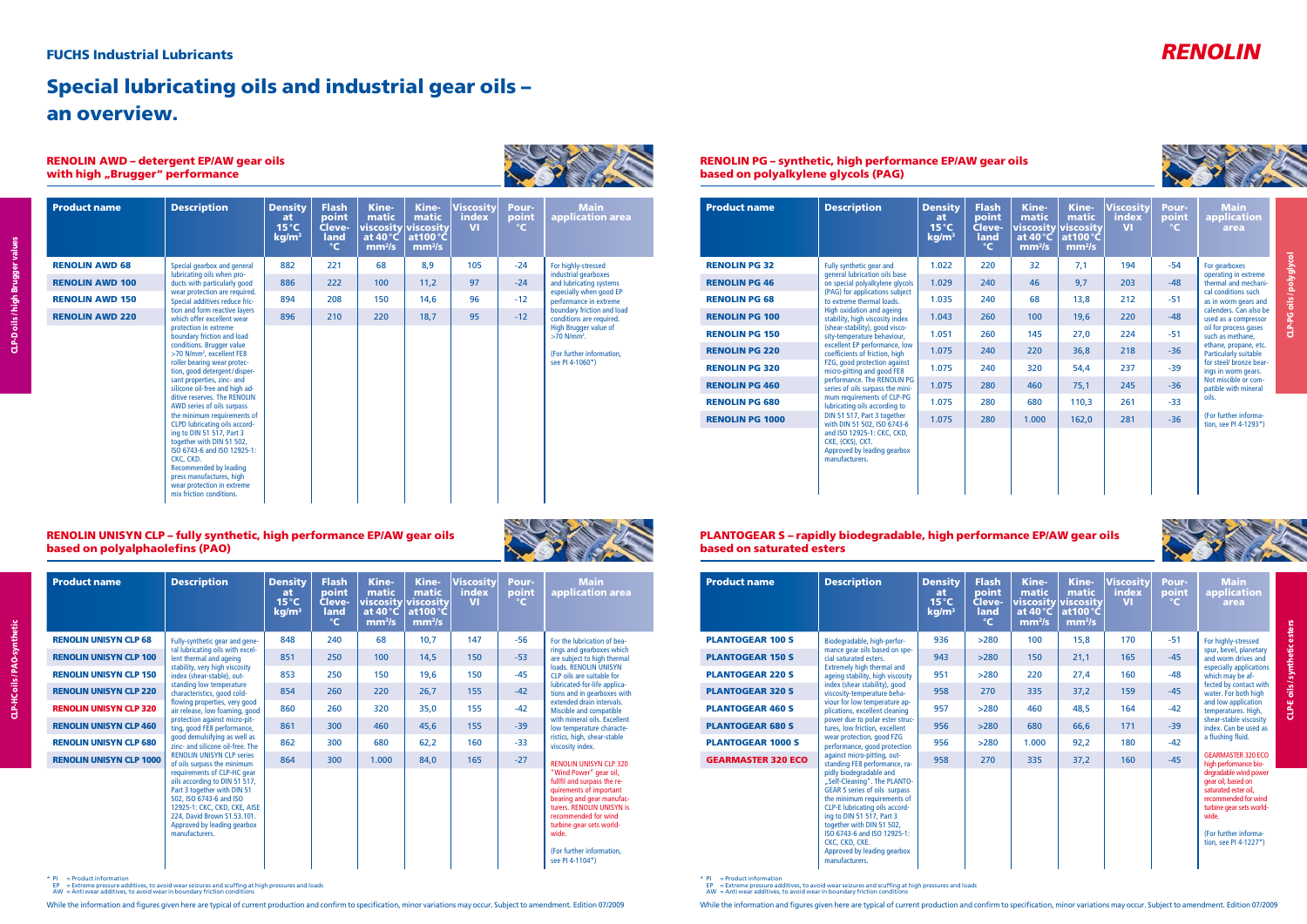FUCHS Industrial Lubricants

RENOLIN

# Special lubricating oils and industrial gear oils – an overview.

## RENOLIN AWD – detergent EP/AW gear oils with high „Brugger" performance

| Product name | Description | Density at 15 °C kg/m³ | Flash point Cleveland °C | Kinematic viscosity at 40 °C mm²/s | Kinematic viscosity at 100 °C mm²/s | Viscosity index VI | Pour-point °C | Main application area |
|---|---|---|---|---|---|---|---|---|
| RENOLIN AWD 68 | Special gearbox and general lubricating oils when products with particularly good wear protection are required. Special additives reduce friction and form reactive layers which offer excellent wear protection in extreme boundary friction and load conditions. Brugger value >70 N/mm², excellent FE8 roller bearing wear protection, good detergent/dispersant properties, zinc- and silicone oil-free and high additive reserves. The RENOLIN AWD series of oils surpass the minimum requirements of CLPD lubricating oils according to DIN 51 517, Part 3 together with DIN 51 502, ISO 6743-6 and ISO 12925-1: CKC, CKD. Recommended by leading press manufactures, high wear protection in extreme mix friction conditions. | 882 | 221 | 68 | 8,9 | 105 | -24 | For highly-stressed industrial gearboxes and lubricating systems especially when good EP performance in extreme boundary friction and load conditions are required. High Brugger value of >70 N/mm². (For further information, see PI 4-1060*) |
| RENOLIN AWD 100 | | 886 | 222 | 100 | 11,2 | 97 | -24 | |
| RENOLIN AWD 150 | | 894 | 208 | 150 | 14,6 | 96 | -12 | |
| RENOLIN AWD 220 | | 896 | 210 | 220 | 18,7 | 95 | -12 | |

## RENOLIN UNISYN CLP – fully synthetic, high performance EP/AW gear oils based on polyalphaolefins (PAO)

| Product name | Description | Density at 15 °C kg/m³ | Flash point Cleveland °C | Kinematic viscosity at 40 °C mm²/s | Kinematic viscosity at 100 °C mm²/s | Viscosity index VI | Pour-point °C | Main application area |
|---|---|---|---|---|---|---|---|---|
| RENOLIN UNISYN CLP 68 | Fully-synthetic gear and general lubricating oils with excellent thermal and ageing stability, very high viscosity index (shear-stable), outstanding low temperature characteristics, good cold-flowing properties, very good air release, low foaming, good protection against micro-pitting, good FE8 performance, good demulsifying as well as zinc- and silicone oil-free. The RENOLIN UNISYN CLP series of oils surpass the minimum requirements of CLP-HC gear oils according to DIN 51 517, Part 3 together with DIN 51 502, ISO 6743-6 and ISO 12925-1: CKC, CKD, CKE, AISE 224, David Brown S1.53.101. Approved by leading gearbox manufacturers. | 848 | 240 | 68 | 10,7 | 147 | -56 | For the lubrication of bearings and gearboxes which are subject to high thermal loads. RENOLIN UNISYN CLP oils are suitable for lubricated-for-life applications and in gearboxes with extended drain intervals. Miscible and compatible with mineral oils. Excellent low temperature characteristics, high, shear-stable viscosity index. RENOLIN UNISYN CLP 320 "Wind Power" gear oil, fulfill and surpass the requirements of important bearing and gear manufacturers. RENOLIN UNISYN is recommended for wind turbine gear sets worldwide. (For further information, see PI 4-1104*) |
| RENOLIN UNISYN CLP 100 | | 851 | 250 | 100 | 14,5 | 150 | -53 | |
| RENOLIN UNISYN CLP 150 | | 853 | 250 | 150 | 19,6 | 150 | -45 | |
| RENOLIN UNISYN CLP 220 | | 854 | 260 | 220 | 26,7 | 155 | -42 | |
| RENOLIN UNISYN CLP 320 | | 860 | 260 | 320 | 35,0 | 155 | -42 | |
| RENOLIN UNISYN CLP 460 | | 861 | 300 | 460 | 45,6 | 155 | -39 | |
| RENOLIN UNISYN CLP 680 | | 862 | 300 | 680 | 62,2 | 160 | -33 | |
| RENOLIN UNISYN CLP 1000 | | 864 | 300 | 1.000 | 84,0 | 165 | -27 | |

\* PI = Product information
EP = Extreme pressure additives, to avoid wear seizures and scuffing at high pressures and loads
AW = Anti wear additives, to avoid wear in boundary friction conditions

## RENOLIN PG – synthetic, high performance EP/AW gear oils based on polyalkylene glycols (PAG)

| Product name | Description | Density at 15 °C kg/m³ | Flash point Cleveland °C | Kinematic viscosity at 40 °C mm²/s | Kinematic viscosity at 100 °C mm²/s | Viscosity index VI | Pour-point °C | Main application area |
|---|---|---|---|---|---|---|---|---|
| RENOLIN PG 32 | Fully synthetic gear and general lubrication oils base on special polyalkylene glycols (PAG) for applications subject to extreme thermal loads. High oxidation and ageing stability, high viscosity index (shear-stability), good viscosity-temperature behaviour, excellent EP performance, low coefficients of friction, high FZG, good protection against micro-pitting and good FE8 performance. The RENOLIN PG series of oils surpass the minimum requirements of CLP-PG lubricating oils according to DIN 51 517, Part 3 together with DIN 51 502, ISO 6743-6 and ISO 12925-1: CKC, CKD, CKE, (CKS), CKT. Approved by leading gearbox manufacturers. | 1.022 | 220 | 32 | 7,1 | 194 | -54 | For gearboxes operating in extreme thermal and mechanical conditions such as in worm gears and calenders. Can also be used as a compressor oil for process gases such as methane, ethane, propane, etc. Particularly suitable for steel/bronze bearings in worm gears. Not miscible or compatible with mineral oils. (For further information, see PI 4-1293*) |
| RENOLIN PG 46 | | 1.029 | 240 | 46 | 9,7 | 203 | -48 | |
| RENOLIN PG 68 | | 1.035 | 240 | 68 | 13,8 | 212 | -51 | |
| RENOLIN PG 100 | | 1.043 | 260 | 100 | 19,6 | 220 | -48 | |
| RENOLIN PG 150 | | 1.051 | 260 | 145 | 27,0 | 224 | -51 | |
| RENOLIN PG 220 | | 1.075 | 240 | 220 | 36,8 | 218 | -36 | |
| RENOLIN PG 320 | | 1.075 | 240 | 320 | 54,4 | 237 | -39 | |
| RENOLIN PG 460 | | 1.075 | 280 | 460 | 75,1 | 245 | -36 | |
| RENOLIN PG 680 | | 1.075 | 280 | 680 | 110,3 | 261 | -33 | |
| RENOLIN PG 1000 | | 1.075 | 280 | 1.000 | 162,0 | 281 | -36 | |

## PLANTOGEAR S – rapidly biodegradable, high performance EP/AW gear oils based on saturated esters

| Product name | Description | Density at 15 °C kg/m³ | Flash point Cleveland °C | Kinematic viscosity at 40 °C mm²/s | Kinematic viscosity at 100 °C mm²/s | Viscosity index VI | Pour-point °C | Main application area |
|---|---|---|---|---|---|---|---|---|
| PLANTOGEAR 100 S | Biodegradable, high-performance gear oils based on special saturated esters. Extremely high thermal and ageing stability, high viscosity index (shear stability), good viscosity-temperature behaviour for low temperature applications, excellent cleaning power due to polar ester structures, low friction, excellent wear protection, good FZG performance, good protection against micro-pitting, outstanding FE8 performance, rapidly biodegradable and „Self-Cleaning". The PLANTOGEAR S series of oils surpass the minimum requirements of CLP-E lubricating oils according to DIN 51 517, Part 3 together with DIN 51 502, ISO 6743-6 and ISO 12925-1: CKC, CKD, CKE. Approved by leading gearbox manufacturers. | 936 | >280 | 100 | 15,8 | 170 | -51 | For highly-stressed spur, bevel, planetary and worm drives and especially applications which may be affected by contact with water. For both high and low application temperatures. High, shear-stable viscosity index. Can be used as a flushing fluid. GEARMASTER 320 ECO high performance biodegradable wind power gear oil, based on saturated ester oil, recommended for wind turbine gear sets worldwide. (For further information, see PI 4-1227*) |
| PLANTOGEAR 150 S | | 943 | >280 | 150 | 21,1 | 165 | -45 | |
| PLANTOGEAR 220 S | | 951 | >280 | 220 | 27,4 | 160 | -48 | |
| PLANTOGEAR 320 S | | 958 | 270 | 335 | 37,2 | 159 | -45 | |
| PLANTOGEAR 460 S | | 957 | >280 | 460 | 48,5 | 164 | -42 | |
| PLANTOGEAR 680 S | | 956 | >280 | 680 | 66,6 | 171 | -39 | |
| PLANTOGEAR 1000 S | | 956 | >280 | 1.000 | 92,2 | 180 | -42 | |
| GEARMASTER 320 ECO | | 958 | 270 | 335 | 37,2 | 160 | -45 | |

\* PI = Product information
EP = Extreme pressure additives, to avoid wear seizures and scuffing at high pressures and loads
AW = Anti wear additives, to avoid wear in boundary friction conditions

While the information and figures given here are typical of current production and confirm to specification, minor variations may occur. Subject to amendment. Edition 07/2009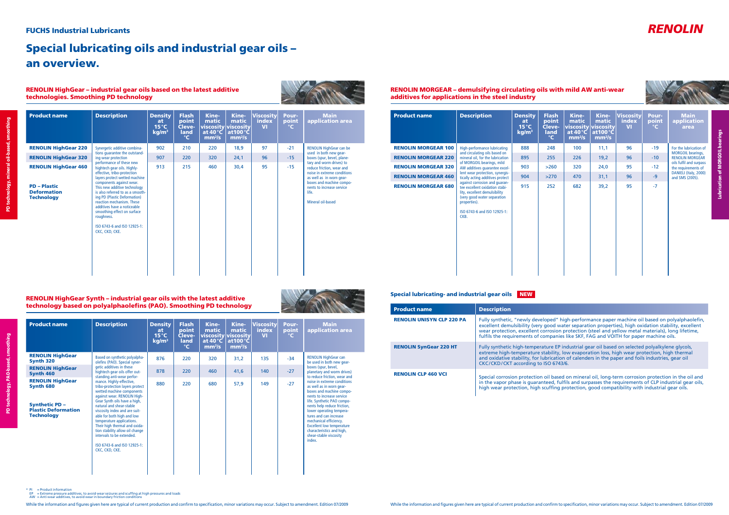## FUCHS Industrial Lubricants

**RENOLIN**

# Special lubricating oils and industrial gear oils – an overview.

### RENOLIN HighGear – industrial gear oils based on the latest additive technologies. Smoothing PD technology

| Product name | Description | Density at 15 °C kg/m³ | Flash point Cleve-land °C | Kine-matic viscosity at 40 °C mm²/s | Kine-matic viscosity at 100 °C mm²/s | Viscosity index VI | Pour-point °C | Main application area |
|---|---|---|---|---|---|---|---|---|
| **RENOLIN HighGear 220** | Synergetic additive combinations guarantee the outstanding wear protection performance of these new hightech gear oils. Highly-effective, tribo-protection layers protect wetted machine components against wear. This new additive technology is also referred to as a smoothing PD (Plastic Deformation) reaction mechanism. These additives have a noticeable smoothing effect on surface roughness. ISO 6743-6 and ISO 12925-1: CKC, CKD, CKE. | 902 | 210 | 220 | 18,9 | 97 | -21 | RENOLIN HighGear can be used in both new gearboxes (spur, bevel, planetary and worm drives) to reduce friction, wear and noise in extreme conditions as well as in worn gearboxes and machine components to increase service life. Mineral oil-based |
| **RENOLIN HighGear 320** | | 907 | 220 | 320 | 24,1 | 96 | -15 | |
| **RENOLIN HighGear 460** | | 913 | 215 | 460 | 30,4 | 95 | -15 | |
| **PD – Plastic Deformation Technology** | | | | | | | | |

### RENOLIN HighGear Synth – industrial gear oils with the latest additive technology based on polyalphaolefins (PAO). Smoothing PD technology

| Product name | Description | Density at 15 °C kg/m³ | Flash point Cleve-land °C | Kine-matic viscosity at 40 °C mm²/s | Kine-matic viscosity at 100 °C mm²/s | Viscosity index VI | Pour-point °C | Main application area |
|---|---|---|---|---|---|---|---|---|
| **RENOLIN HighGear Synth 320** | Based on synthetic polyalphaolefins (PAO). Special synergetic additives in these hightech gear oils offer outstanding anti-wear performance. Highly-effective, tribo-protection layers protect wetted machine components against wear. RENOLIN HighGear Synth oils have a high, natural and shear-stable viscosity index and are suitable for both high and low temperature applications. Their high thermal and oxidation stability allow oil change intervals to be extended. ISO 6743-6 and ISO 12925-1: CKC, CKD, CKE. | 876 | 220 | 320 | 31,2 | 135 | -34 | RENOLIN HighGear can be used in both new gearboxes (spur, bevel, planetary and worm drives) to reduce friction, wear and noise in extreme conditions as well as in worn gearboxes and machine components to increase service life. Synthetic PAO components help reduce friction, lower operating temperatures and can increase mechanical efficiency. Excellent low temperature characteristics and high, shear-stable viscosity index. |
| **RENOLIN HighGear Synth 460** | | 878 | 220 | 460 | 41,6 | 140 | -27 | |
| **RENOLIN HighGear Synth 680** | | 880 | 220 | 680 | 57,9 | 149 | -27 | |
| **Synthetic PD – Plastic Deformation Technology** | | | | | | | | |

\* PI = Product information
EP = Extreme pressure additives, to avoid wear seizures and scuffing at high pressures and loads
AW = Anti wear additives, to avoid wear in boundary friction conditions

### RENOLIN MORGEAR – demulsifying circulating oils with mild AW anti-wear additives for applications in the steel industry

| Product name | Description | Density at 15 °C kg/m³ | Flash point Cleve-land °C | Kine-matic viscosity at 40 °C mm²/s | Kine-matic viscosity at 100 °C mm²/s | Viscosity index VI | Pour-point °C | Main application area |
|---|---|---|---|---|---|---|---|---|
| **RENOLIN MORGEAR 100** | High-performance lubricating and circulating oils based on mineral oil, for the lubrication of MORGOIL bearings, mild AW additives guarantee excellent wear protection, synergistically acting additives protect against corrosion and guarantee excellent oxidation stability, excellent demulsibility (very good water separation properties). ISO 6743-6 and ISO 12925-1: CKB. | 888 | 248 | 100 | 11,1 | 96 | -19 | For the lubrication of MORGOIL bearings, RENOLIN MORGEAR oils fulfil and surpass the requirements of DANIELI (Italy, 2000) and SMS (2005). |
| **RENOLIN MORGEAR 220** | | 895 | 255 | 226 | 19,2 | 96 | -10 | |
| **RENOLIN MORGEAR 320** | | 903 | >260 | 320 | 24,0 | 95 | -12 | |
| **RENOLIN MORGEAR 460** | | 904 | >270 | 470 | 31,1 | 96 | -9 | |
| **RENOLIN MORGEAR 680** | | 915 | 252 | 682 | 39,2 | 95 | -7 | |

### Special lubricating- and industrial gear oils **NEW**

| Product name | Description |
|---|---|
| **RENOLIN UNISYN CLP 220 PA** | Fully synthetic, "newly developed" high-performance paper machine oil based on polyalphaolefin, excellent demulsibility (very good water separation properties), high oxidation stability, excellent wear protection, excellent corrosion protection (steel and yellow metal materials), long lifetime, fulfils the requirements of companies like SKF, FAG and VOITH for paper machine oils. |
| **RENOLIN SynGear 220 HT** | Fully synthetic high-temperature EP industrial gear oil based on selected polyalkylene glycols, extreme high-temperature stability, low evaporation loss, high wear protection, high thermal and oxidative stability, for lubrication of calenders in the paper and foils industries, gear oil CKC/CKD/CKT according to ISO 6743/6. |
| **RENOLIN CLP 460 VCI** | Special corrosion protection oil based on mineral oil, long-term corrosion protection in the oil and in the vapor phase is guaranteed, fulfils and surpasses the requirements of CLP industrial gear oils, high wear protection, high scuffing protection, good compatibility with industrial gear oils. |

While the information and figures given here are typical of current production and confirm to specification, minor variations may occur. Subject to amendment. Edition 07/2009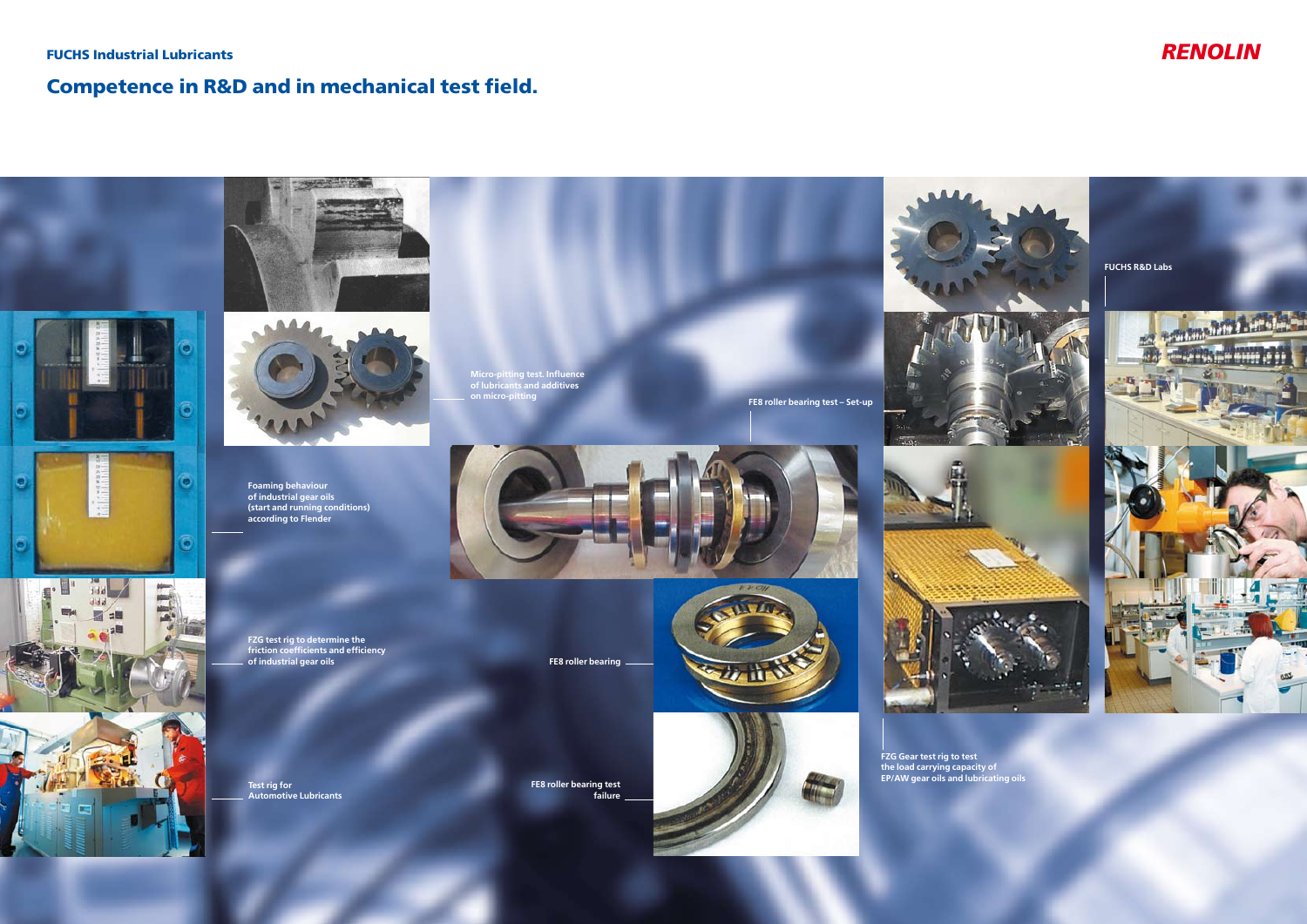FUCHS Industrial Lubricants

RENOLIN

# Competence in R&D and in mechanical test field.

FUCHS R&D Labs

Micro-pitting test. Influence of lubricants and additives on micro-pitting

FE8 roller bearing test – Set-up

Foaming behaviour of industrial gear oils (start and running conditions) according to Flender

FZG test rig to determine the friction coefficients and efficiency of industrial gear oils

FE8 roller bearing

Test rig for Automotive Lubricants

FE8 roller bearing test failure

FZG Gear test rig to test the load carrying capacity of EP/AW gear oils and lubricating oils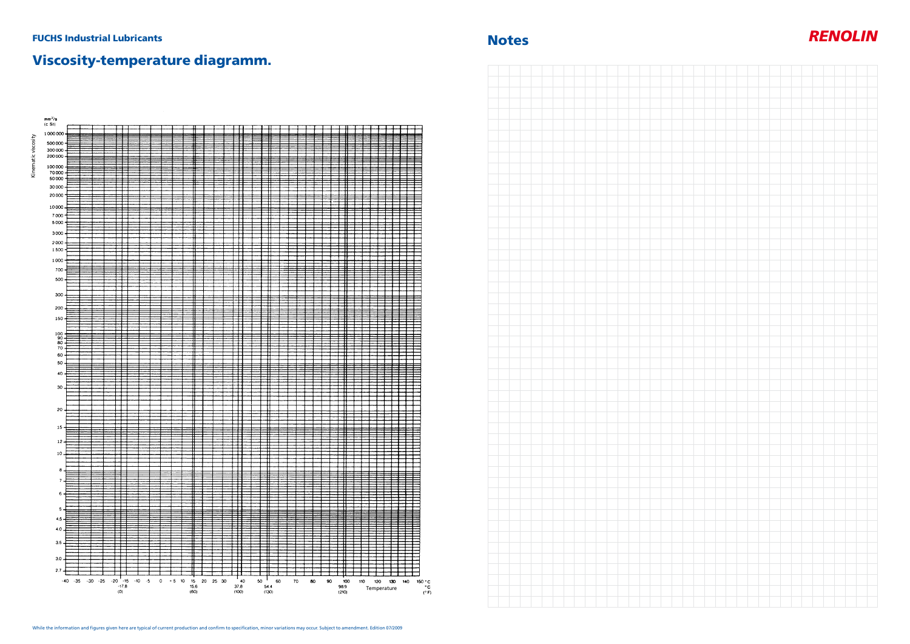FUCHS Industrial Lubricants

# Viscosity-temperature diagramm.

mm²/s
(c St)

Kinematic viscosity

1 000 000
500 000
300 000
200 000
100 000
70 000
50 000
30 000
20 000
10 000
7 000
5 000
3 000
2 000
1 500
1 000
700
500
300
200
150
100
90
80
70
60
50
40
30
20
15
12
10
8
7
6
5
4.5
4.0
3.5
3.0
2.7

-40 -35 -30 -25 -20 -15 -10 -5 0 +5 10 15 20 25 30 40 50 60 70 80 90 100 110 120 130 140 150 °C

-17.8 (0) 15.6 (60) 37.8 (100) 54.4 (130) 98.9 (210) °C (°F)

Temperature

# Notes

RENOLIN

While the information and figures given here are typical of current production and confirm to specification, minor variations may occur. Subject to amendment. Edition 07/2009